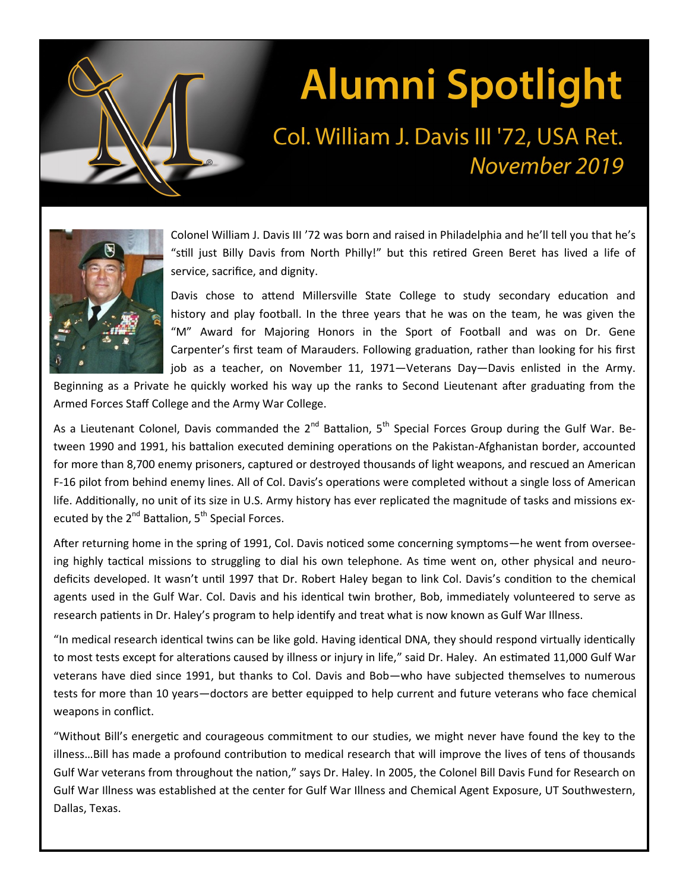# Alumni Spotlight

## Col. William J. Davis III '72, USA Ret.

*November 2019*

Colonel William J. Davis III '72 was born and raised in Philadelphia and he'll tell you that he's "still just Billy Davis from North Philly!" but this retired Green Beret has lived a life of service, sacrifice, and dignity.

Davis chose to attend Millersville State College to study secondary education and history and play football. In the three years that he was on the team, he was given the "M" Award for Majoring Honors in the Sport of Football and was on Dr. Gene Carpenter's first team of Marauders. Following graduation, rather than looking for his first job as a teacher, on November 11, 1971—Veterans Day—Davis enlisted in the Army. Beginning as a Private he quickly worked his way up the ranks to Second Lieutenant after graduating from the Armed Forces Staff College and the Army War College.

As a Lieutenant Colonel, Davis commanded the 2nd Battalion, 5th Special Forces Group during the Gulf War. Between 1990 and 1991, his battalion executed demining operations on the Pakistan-Afghanistan border, accounted for more than 8,700 enemy prisoners, captured or destroyed thousands of light weapons, and rescued an American F-16 pilot from behind enemy lines. All of Col. Davis's operations were completed without a single loss of American life. Additionally, no unit of its size in U.S. Army history has ever replicated the magnitude of tasks and missions executed by the 2nd Battalion, 5th Special Forces.

After returning home in the spring of 1991, Col. Davis noticed some concerning symptoms—he went from overseeing highly tactical missions to struggling to dial his own telephone. As time went on, other physical and neuro-deficits developed. It wasn't until 1997 that Dr. Robert Haley began to link Col. Davis's condition to the chemical agents used in the Gulf War. Col. Davis and his identical twin brother, Bob, immediately volunteered to serve as research patients in Dr. Haley's program to help identify and treat what is now known as Gulf War Illness.

"In medical research identical twins can be like gold. Having identical DNA, they should respond virtually identically to most tests except for alterations caused by illness or injury in life," said Dr. Haley. An estimated 11,000 Gulf War veterans have died since 1991, but thanks to Col. Davis and Bob—who have subjected themselves to numerous tests for more than 10 years—doctors are better equipped to help current and future veterans who face chemical weapons in conflict.

"Without Bill's energetic and courageous commitment to our studies, we might never have found the key to the illness…Bill has made a profound contribution to medical research that will improve the lives of tens of thousands Gulf War veterans from throughout the nation," says Dr. Haley. In 2005, the Colonel Bill Davis Fund for Research on Gulf War Illness was established at the center for Gulf War Illness and Chemical Agent Exposure, UT Southwestern, Dallas, Texas.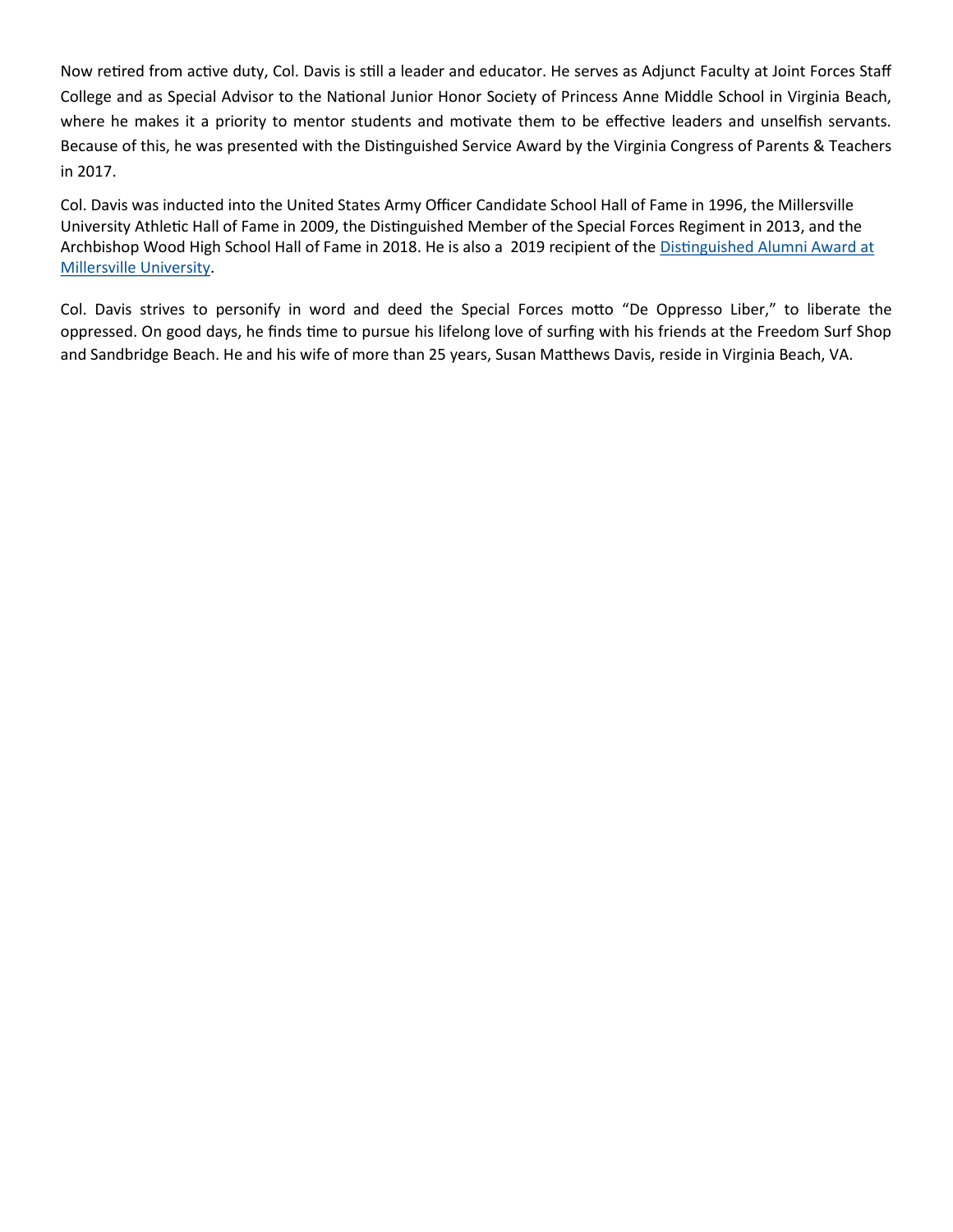Now retired from active duty, Col. Davis is still a leader and educator. He serves as Adjunct Faculty at Joint Forces Staff College and as Special Advisor to the National Junior Honor Society of Princess Anne Middle School in Virginia Beach, where he makes it a priority to mentor students and motivate them to be effective leaders and unselfish servants. Because of this, he was presented with the Distinguished Service Award by the Virginia Congress of Parents & Teachers in 2017.

Col. Davis was inducted into the United States Army Officer Candidate School Hall of Fame in 1996, the Millersville University Athletic Hall of Fame in 2009, the Distinguished Member of the Special Forces Regiment in 2013, and the Archbishop Wood High School Hall of Fame in 2018. He is also a 2019 recipient of the Distinguished Alumni Award at Millersville University.

Col. Davis strives to personify in word and deed the Special Forces motto "De Oppresso Liber," to liberate the oppressed. On good days, he finds time to pursue his lifelong love of surfing with his friends at the Freedom Surf Shop and Sandbridge Beach. He and his wife of more than 25 years, Susan Matthews Davis, reside in Virginia Beach, VA.